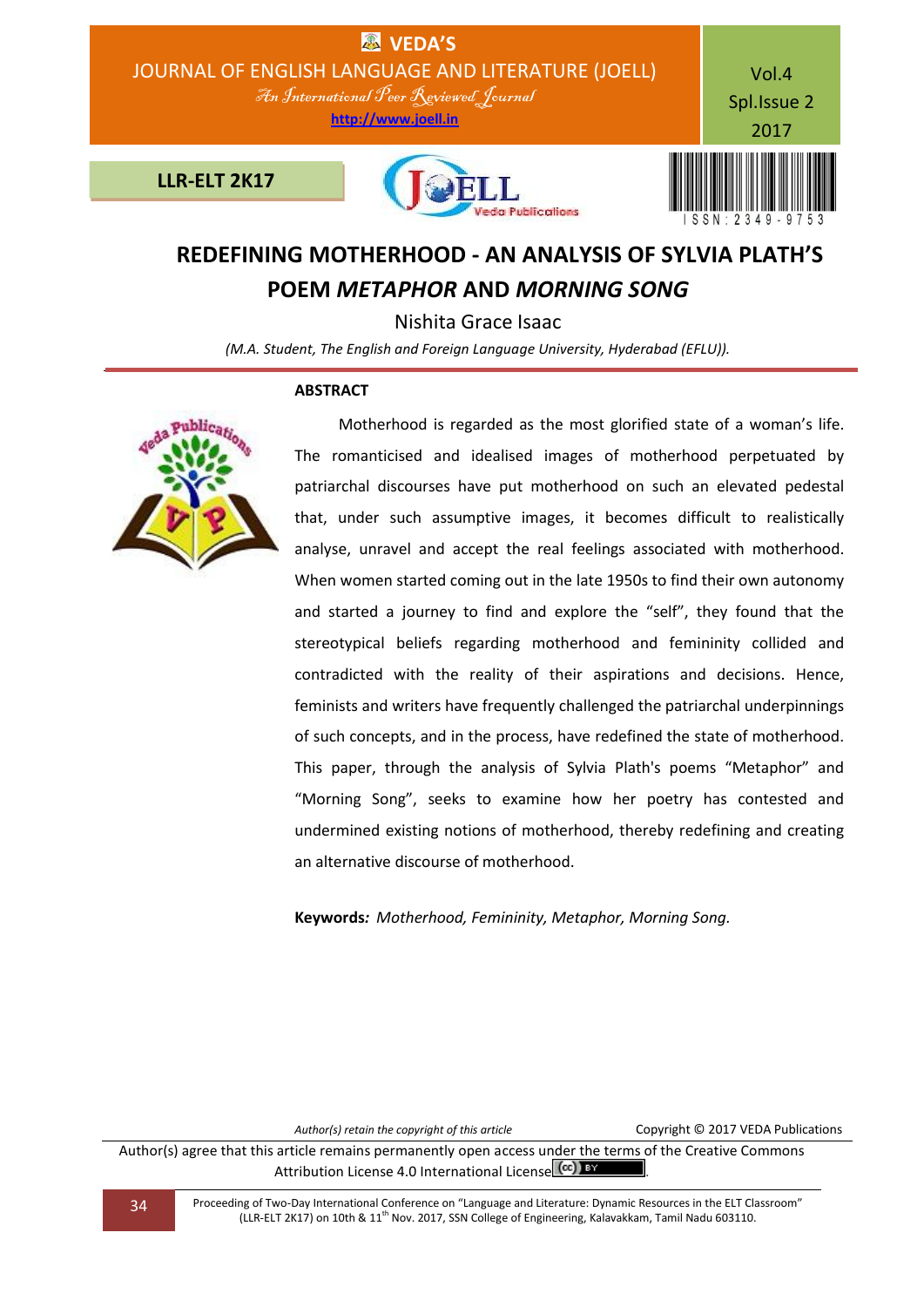# REDEFINING MOTHERHOOD - AN ANALYSIS OF SYLVIA PLATH'S POEM *METAPHOR* AND *MORNING SONG*

Nishita Grace Isaac

*(M.A. Student, The English and Foreign Language University, Hyderabad (EFLU)).*

## ABSTRACT

Motherhood is regarded as the most glorified state of a woman's life. The romanticised and idealised images of motherhood perpetuated by patriarchal discourses have put motherhood on such an elevated pedestal that, under such assumptive images, it becomes difficult to realistically analyse, unravel and accept the real feelings associated with motherhood. When women started coming out in the late 1950s to find their own autonomy and started a journey to find and explore the "self", they found that the stereotypical beliefs regarding motherhood and femininity collided and contradicted with the reality of their aspirations and decisions. Hence, feminists and writers have frequently challenged the patriarchal underpinnings of such concepts, and in the process, have redefined the state of motherhood. This paper, through the analysis of Sylvia Plath's poems "Metaphor" and "Morning Song", seeks to examine how her poetry has contested and undermined existing notions of motherhood, thereby redefining and creating an alternative discourse of motherhood.

**Keywords***:* *Motherhood, Femininity, Metaphor, Morning Song.*

*Author(s) retain the copyright of this article* Copyright © 2017 VEDA Publications

Author(s) agree that this article remains permanently open access under the terms of the Creative Commons Attribution License 4.0 International License.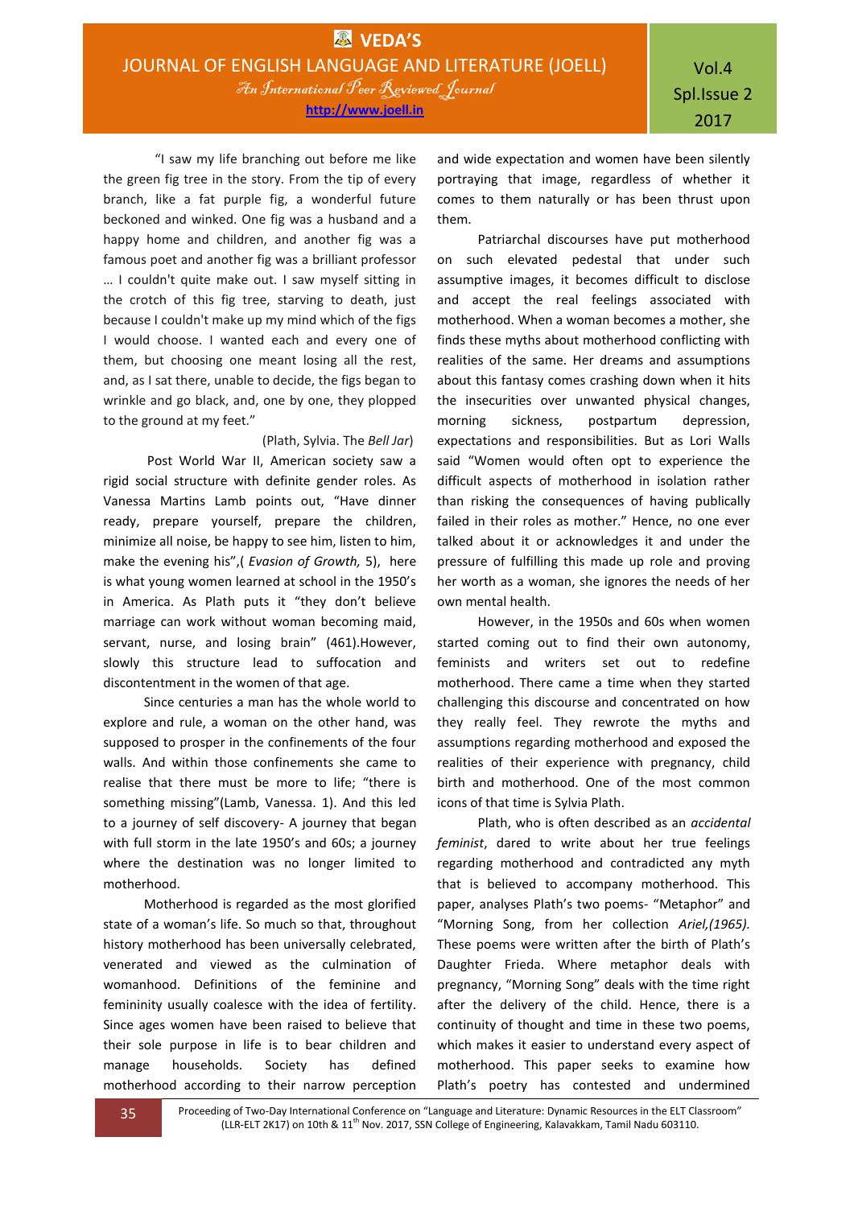"I saw my life branching out before me like the green fig tree in the story. From the tip of every branch, like a fat purple fig, a wonderful future beckoned and winked. One fig was a husband and a happy home and children, and another fig was a famous poet and another fig was a brilliant professor … I couldn't quite make out. I saw myself sitting in the crotch of this fig tree, starving to death, just because I couldn't make up my mind which of the figs I would choose. I wanted each and every one of them, but choosing one meant losing all the rest, and, as I sat there, unable to decide, the figs began to wrinkle and go black, and, one by one, they plopped to the ground at my feet."

(Plath, Sylvia. The *Bell Jar*)

Post World War II, American society saw a rigid social structure with definite gender roles. As Vanessa Martins Lamb points out, "Have dinner ready, prepare yourself, prepare the children, minimize all noise, be happy to see him, listen to him, make the evening his",( *Evasion of Growth,* 5), here is what young women learned at school in the 1950's in America. As Plath puts it "they don't believe marriage can work without woman becoming maid, servant, nurse, and losing brain" (461).However, slowly this structure lead to suffocation and discontentment in the women of that age.

Since centuries a man has the whole world to explore and rule, a woman on the other hand, was supposed to prosper in the confinements of the four walls. And within those confinements she came to realise that there must be more to life; "there is something missing"(Lamb, Vanessa. 1). And this led to a journey of self discovery- A journey that began with full storm in the late 1950's and 60s; a journey where the destination was no longer limited to motherhood.

Motherhood is regarded as the most glorified state of a woman's life. So much so that, throughout history motherhood has been universally celebrated, venerated and viewed as the culmination of womanhood. Definitions of the feminine and femininity usually coalesce with the idea of fertility. Since ages women have been raised to believe that their sole purpose in life is to bear children and manage households. Society has defined motherhood according to their narrow perception and wide expectation and women have been silently portraying that image, regardless of whether it comes to them naturally or has been thrust upon them.

Patriarchal discourses have put motherhood on such elevated pedestal that under such assumptive images, it becomes difficult to disclose and accept the real feelings associated with motherhood. When a woman becomes a mother, she finds these myths about motherhood conflicting with realities of the same. Her dreams and assumptions about this fantasy comes crashing down when it hits the insecurities over unwanted physical changes, morning sickness, postpartum depression, expectations and responsibilities. But as Lori Walls said "Women would often opt to experience the difficult aspects of motherhood in isolation rather than risking the consequences of having publically failed in their roles as mother." Hence, no one ever talked about it or acknowledges it and under the pressure of fulfilling this made up role and proving her worth as a woman, she ignores the needs of her own mental health.

However, in the 1950s and 60s when women started coming out to find their own autonomy, feminists and writers set out to redefine motherhood. There came a time when they started challenging this discourse and concentrated on how they really feel. They rewrote the myths and assumptions regarding motherhood and exposed the realities of their experience with pregnancy, child birth and motherhood. One of the most common icons of that time is Sylvia Plath.

Plath, who is often described as an *accidental feminist*, dared to write about her true feelings regarding motherhood and contradicted any myth that is believed to accompany motherhood. This paper, analyses Plath's two poems- "Metaphor" and "Morning Song, from her collection *Ariel,(1965).* These poems were written after the birth of Plath's Daughter Frieda. Where metaphor deals with pregnancy, "Morning Song" deals with the time right after the delivery of the child. Hence, there is a continuity of thought and time in these two poems, which makes it easier to understand every aspect of motherhood. This paper seeks to examine how Plath's poetry has contested and undermined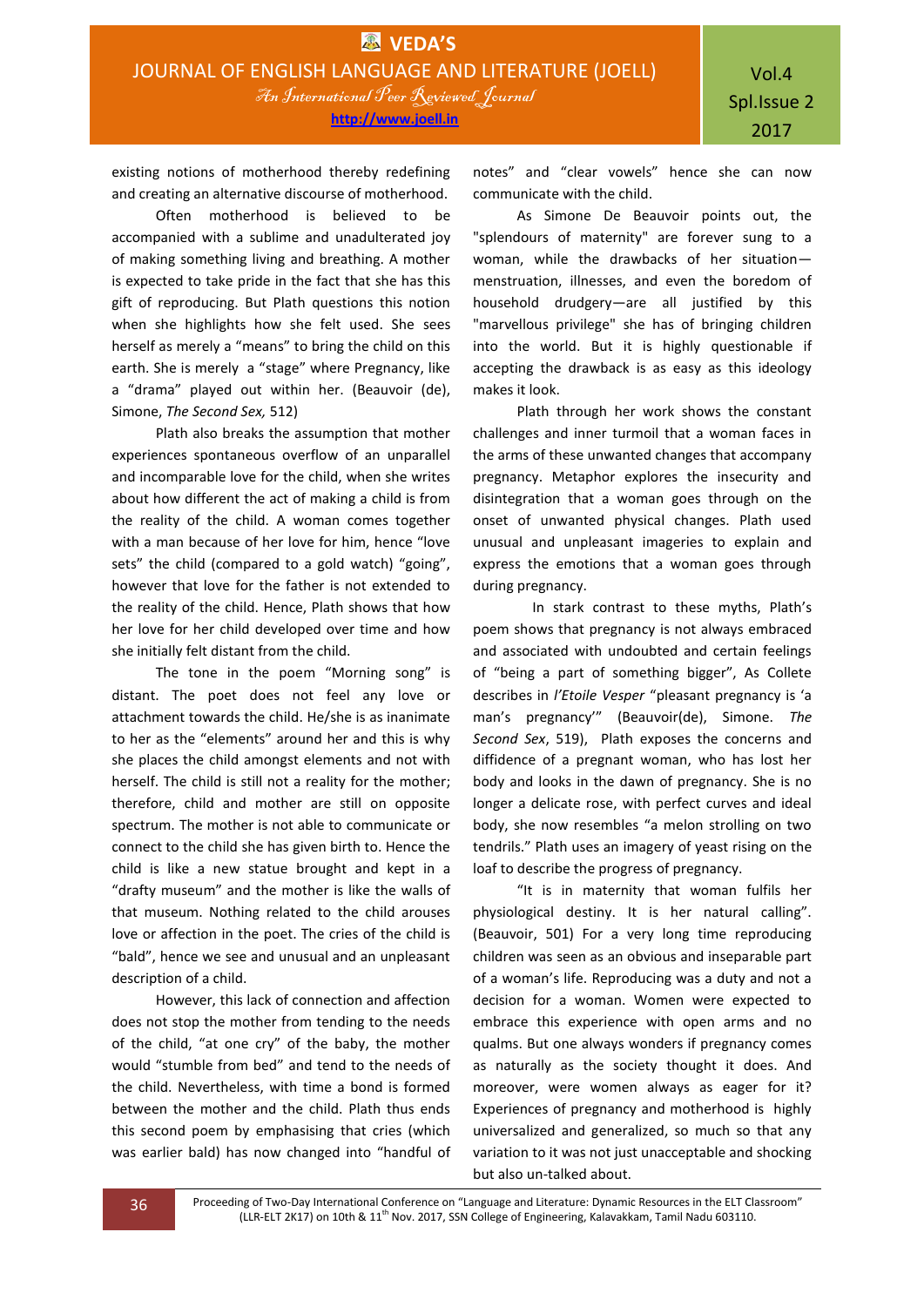existing notions of motherhood thereby redefining and creating an alternative discourse of motherhood.

Often motherhood is believed to be accompanied with a sublime and unadulterated joy of making something living and breathing. A mother is expected to take pride in the fact that she has this gift of reproducing. But Plath questions this notion when she highlights how she felt used. She sees herself as merely a "means" to bring the child on this earth. She is merely a "stage" where Pregnancy, like a "drama" played out within her. (Beauvoir (de), Simone, *The Second Sex,* 512)

Plath also breaks the assumption that mother experiences spontaneous overflow of an unparallel and incomparable love for the child, when she writes about how different the act of making a child is from the reality of the child. A woman comes together with a man because of her love for him, hence "love sets" the child (compared to a gold watch) "going", however that love for the father is not extended to the reality of the child. Hence, Plath shows that how her love for her child developed over time and how she initially felt distant from the child.

The tone in the poem "Morning song" is distant. The poet does not feel any love or attachment towards the child. He/she is as inanimate to her as the "elements" around her and this is why she places the child amongst elements and not with herself. The child is still not a reality for the mother; therefore, child and mother are still on opposite spectrum. The mother is not able to communicate or connect to the child she has given birth to. Hence the child is like a new statue brought and kept in a "drafty museum" and the mother is like the walls of that museum. Nothing related to the child arouses love or affection in the poet. The cries of the child is "bald", hence we see and unusual and an unpleasant description of a child.

However, this lack of connection and affection does not stop the mother from tending to the needs of the child, "at one cry" of the baby, the mother would "stumble from bed" and tend to the needs of the child. Nevertheless, with time a bond is formed between the mother and the child. Plath thus ends this second poem by emphasising that cries (which was earlier bald) has now changed into "handful of notes" and "clear vowels" hence she can now communicate with the child.

As Simone De Beauvoir points out, the "splendours of maternity" are forever sung to a woman, while the drawbacks of her situation—menstruation, illnesses, and even the boredom of household drudgery—are all justified by this "marvellous privilege" she has of bringing children into the world. But it is highly questionable if accepting the drawback is as easy as this ideology makes it look.

Plath through her work shows the constant challenges and inner turmoil that a woman faces in the arms of these unwanted changes that accompany pregnancy. Metaphor explores the insecurity and disintegration that a woman goes through on the onset of unwanted physical changes. Plath used unusual and unpleasant imageries to explain and express the emotions that a woman goes through during pregnancy.

In stark contrast to these myths, Plath's poem shows that pregnancy is not always embraced and associated with undoubted and certain feelings of "being a part of something bigger", As Collete describes in *l'Etoile Vesper* "pleasant pregnancy is 'a man's pregnancy'" (Beauvoir(de), Simone. *The Second Sex*, 519), Plath exposes the concerns and diffidence of a pregnant woman, who has lost her body and looks in the dawn of pregnancy. She is no longer a delicate rose, with perfect curves and ideal body, she now resembles "a melon strolling on two tendrils." Plath uses an imagery of yeast rising on the loaf to describe the progress of pregnancy.

"It is in maternity that woman fulfils her physiological destiny. It is her natural calling". (Beauvoir, 501) For a very long time reproducing children was seen as an obvious and inseparable part of a woman's life. Reproducing was a duty and not a decision for a woman. Women were expected to embrace this experience with open arms and no qualms. But one always wonders if pregnancy comes as naturally as the society thought it does. And moreover, were women always as eager for it? Experiences of pregnancy and motherhood is highly universalized and generalized, so much so that any variation to it was not just unacceptable and shocking but also un-talked about.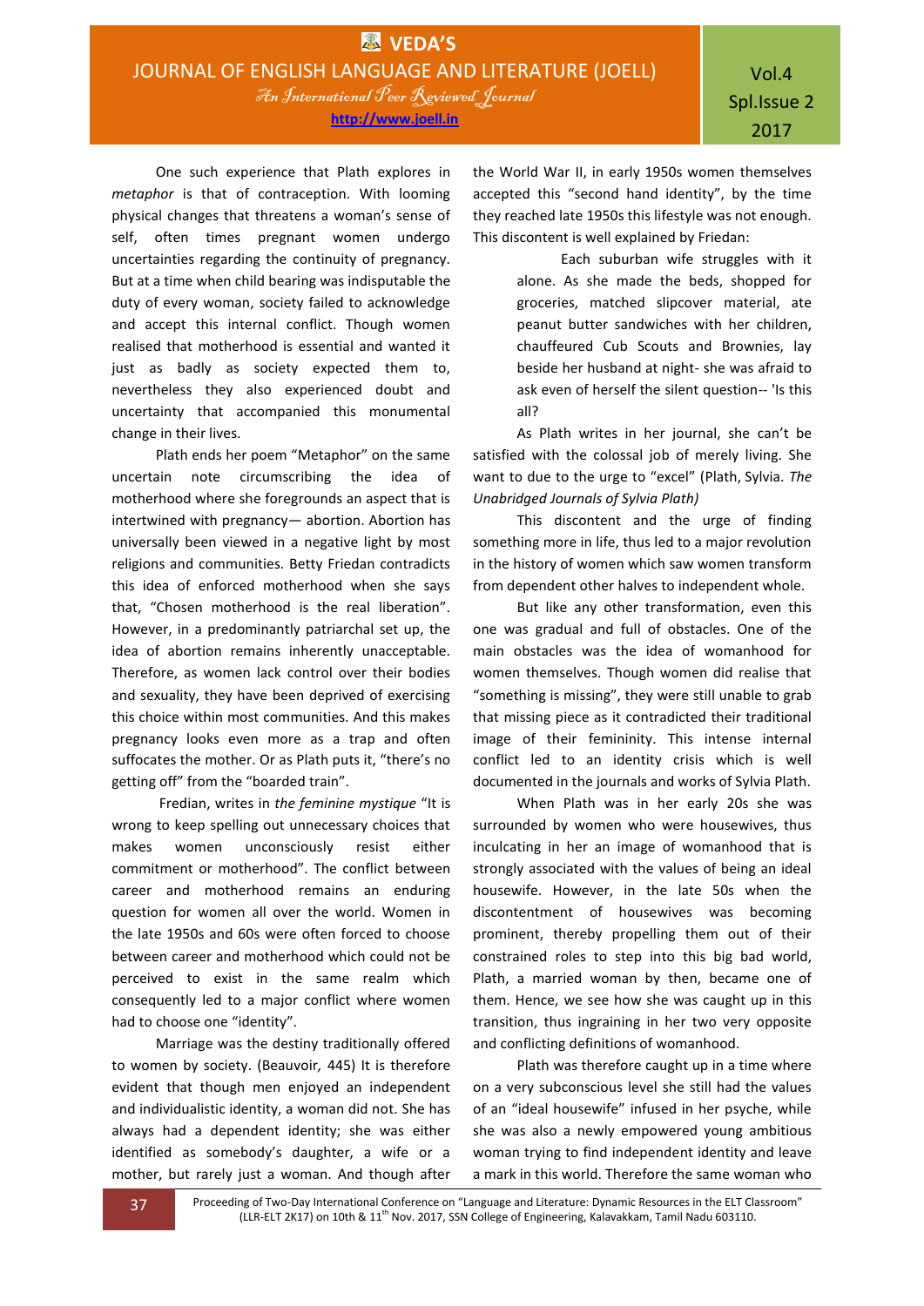One such experience that Plath explores in *metaphor* is that of contraception. With looming physical changes that threatens a woman's sense of self, often times pregnant women undergo uncertainties regarding the continuity of pregnancy. But at a time when child bearing was indisputable the duty of every woman, society failed to acknowledge and accept this internal conflict. Though women realised that motherhood is essential and wanted it just as badly as society expected them to, nevertheless they also experienced doubt and uncertainty that accompanied this monumental change in their lives.

Plath ends her poem "Metaphor" on the same uncertain note circumscribing the idea of motherhood where she foregrounds an aspect that is intertwined with pregnancy— abortion. Abortion has universally been viewed in a negative light by most religions and communities. Betty Friedan contradicts this idea of enforced motherhood when she says that, "Chosen motherhood is the real liberation". However, in a predominantly patriarchal set up, the idea of abortion remains inherently unacceptable. Therefore, as women lack control over their bodies and sexuality, they have been deprived of exercising this choice within most communities. And this makes pregnancy looks even more as a trap and often suffocates the mother. Or as Plath puts it, "there's no getting off" from the "boarded train".

Fredian, writes in *the feminine mystique* "It is wrong to keep spelling out unnecessary choices that makes women unconsciously resist either commitment or motherhood". The conflict between career and motherhood remains an enduring question for women all over the world. Women in the late 1950s and 60s were often forced to choose between career and motherhood which could not be perceived to exist in the same realm which consequently led to a major conflict where women had to choose one "identity".

Marriage was the destiny traditionally offered to women by society. (Beauvoir*,* 445) It is therefore evident that though men enjoyed an independent and individualistic identity, a woman did not. She has always had a dependent identity; she was either identified as somebody's daughter, a wife or a mother, but rarely just a woman. And though after the World War II, in early 1950s women themselves accepted this "second hand identity", by the time they reached late 1950s this lifestyle was not enough. This discontent is well explained by Friedan:

> Each suburban wife struggles with it alone. As she made the beds, shopped for groceries, matched slipcover material, ate peanut butter sandwiches with her children, chauffeured Cub Scouts and Brownies, lay beside her husband at night- she was afraid to ask even of herself the silent question-- 'Is this all?

As Plath writes in her journal, she can't be satisfied with the colossal job of merely living. She want to due to the urge to "excel" (Plath, Sylvia. *The Unabridged Journals of Sylvia Plath)*

This discontent and the urge of finding something more in life, thus led to a major revolution in the history of women which saw women transform from dependent other halves to independent whole.

But like any other transformation, even this one was gradual and full of obstacles. One of the main obstacles was the idea of womanhood for women themselves. Though women did realise that "something is missing", they were still unable to grab that missing piece as it contradicted their traditional image of their femininity. This intense internal conflict led to an identity crisis which is well documented in the journals and works of Sylvia Plath.

When Plath was in her early 20s she was surrounded by women who were housewives, thus inculcating in her an image of womanhood that is strongly associated with the values of being an ideal housewife. However, in the late 50s when the discontentment of housewives was becoming prominent, thereby propelling them out of their constrained roles to step into this big bad world, Plath, a married woman by then, became one of them. Hence, we see how she was caught up in this transition, thus ingraining in her two very opposite and conflicting definitions of womanhood.

Plath was therefore caught up in a time where on a very subconscious level she still had the values of an "ideal housewife" infused in her psyche, while she was also a newly empowered young ambitious woman trying to find independent identity and leave a mark in this world. Therefore the same woman who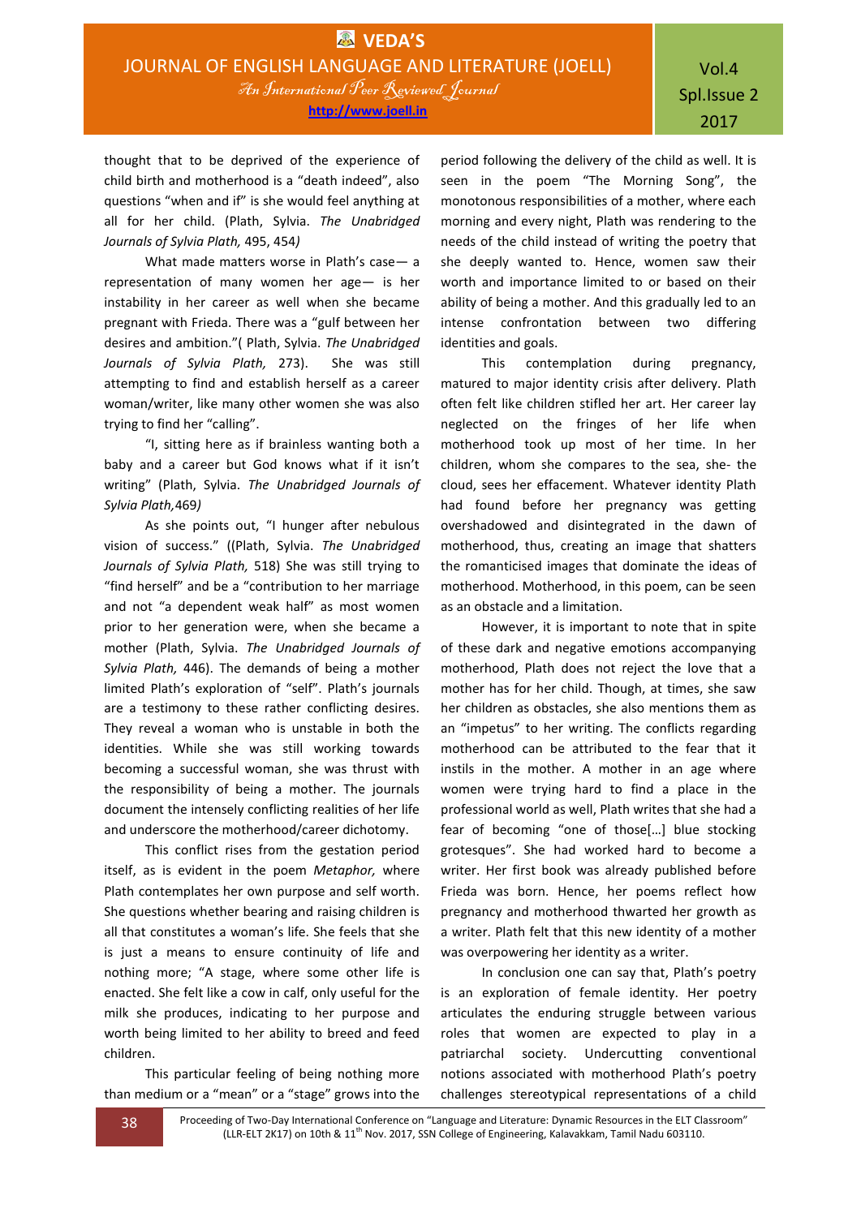thought that to be deprived of the experience of child birth and motherhood is a "death indeed", also questions "when and if" is she would feel anything at all for her child. (Plath, Sylvia. *The Unabridged Journals of Sylvia Plath,* 495, 454*)*

What made matters worse in Plath's case— a representation of many women her age— is her instability in her career as well when she became pregnant with Frieda. There was a "gulf between her desires and ambition."( Plath, Sylvia. *The Unabridged Journals of Sylvia Plath,* 273). She was still attempting to find and establish herself as a career woman/writer, like many other women she was also trying to find her "calling".

"I, sitting here as if brainless wanting both a baby and a career but God knows what if it isn't writing" (Plath, Sylvia. *The Unabridged Journals of Sylvia Plath,*469*)*

As she points out, "I hunger after nebulous vision of success." ((Plath, Sylvia. *The Unabridged Journals of Sylvia Plath,* 518) She was still trying to "find herself" and be a "contribution to her marriage and not "a dependent weak half" as most women prior to her generation were, when she became a mother (Plath, Sylvia. *The Unabridged Journals of Sylvia Plath,* 446). The demands of being a mother limited Plath's exploration of "self". Plath's journals are a testimony to these rather conflicting desires. They reveal a woman who is unstable in both the identities. While she was still working towards becoming a successful woman, she was thrust with the responsibility of being a mother. The journals document the intensely conflicting realities of her life and underscore the motherhood/career dichotomy.

This conflict rises from the gestation period itself, as is evident in the poem *Metaphor,* where Plath contemplates her own purpose and self worth. She questions whether bearing and raising children is all that constitutes a woman's life. She feels that she is just a means to ensure continuity of life and nothing more; "A stage, where some other life is enacted. She felt like a cow in calf, only useful for the milk she produces, indicating to her purpose and worth being limited to her ability to breed and feed children.

This particular feeling of being nothing more than medium or a "mean" or a "stage" grows into the period following the delivery of the child as well. It is seen in the poem "The Morning Song", the monotonous responsibilities of a mother, where each morning and every night, Plath was rendering to the needs of the child instead of writing the poetry that she deeply wanted to. Hence, women saw their worth and importance limited to or based on their ability of being a mother. And this gradually led to an intense confrontation between two differing identities and goals.

This contemplation during pregnancy, matured to major identity crisis after delivery. Plath often felt like children stifled her art. Her career lay neglected on the fringes of her life when motherhood took up most of her time. In her children, whom she compares to the sea, she- the cloud, sees her effacement. Whatever identity Plath had found before her pregnancy was getting overshadowed and disintegrated in the dawn of motherhood, thus, creating an image that shatters the romanticised images that dominate the ideas of motherhood. Motherhood, in this poem, can be seen as an obstacle and a limitation.

However, it is important to note that in spite of these dark and negative emotions accompanying motherhood, Plath does not reject the love that a mother has for her child. Though, at times, she saw her children as obstacles, she also mentions them as an "impetus" to her writing. The conflicts regarding motherhood can be attributed to the fear that it instils in the mother. A mother in an age where women were trying hard to find a place in the professional world as well, Plath writes that she had a fear of becoming "one of those[…] blue stocking grotesques". She had worked hard to become a writer. Her first book was already published before Frieda was born. Hence, her poems reflect how pregnancy and motherhood thwarted her growth as a writer. Plath felt that this new identity of a mother was overpowering her identity as a writer.

In conclusion one can say that, Plath's poetry is an exploration of female identity. Her poetry articulates the enduring struggle between various roles that women are expected to play in a patriarchal society. Undercutting conventional notions associated with motherhood Plath's poetry challenges stereotypical representations of a child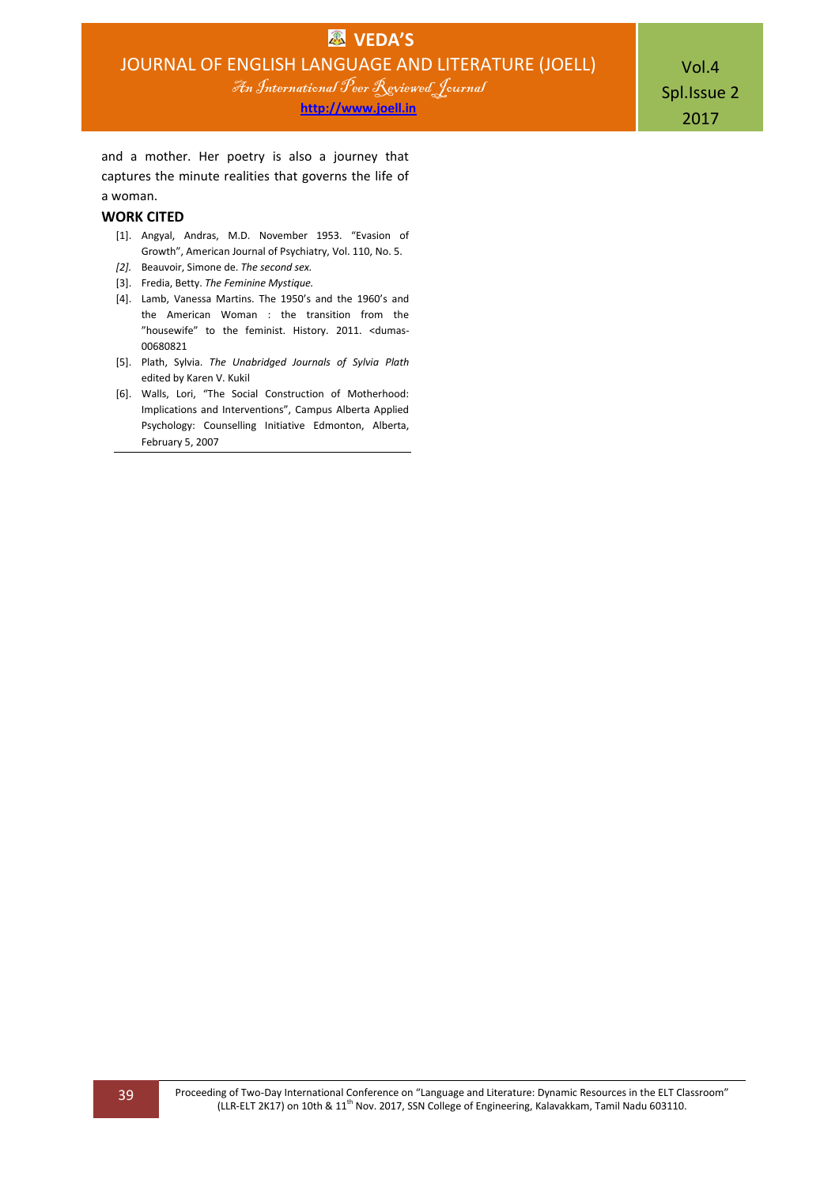and a mother. Her poetry is also a journey that captures the minute realities that governs the life of a woman.

## WORK CITED

[1]. Angyal, Andras, M.D. November 1953. "Evasion of Growth", American Journal of Psychiatry, Vol. 110, No. 5.

*[2].* Beauvoir, Simone de. *The second sex.*

[3]. Fredia, Betty. *The Feminine Mystique.*

[4]. Lamb, Vanessa Martins. The 1950's and the 1960's and the American Woman : the transition from the "housewife" to the feminist. History. 2011. <dumas-00680821

[5]. Plath, Sylvia. *The Unabridged Journals of Sylvia Plath* edited by Karen V. Kukil

[6]. Walls, Lori, "The Social Construction of Motherhood: Implications and Interventions", Campus Alberta Applied Psychology: Counselling Initiative Edmonton, Alberta, February 5, 2007